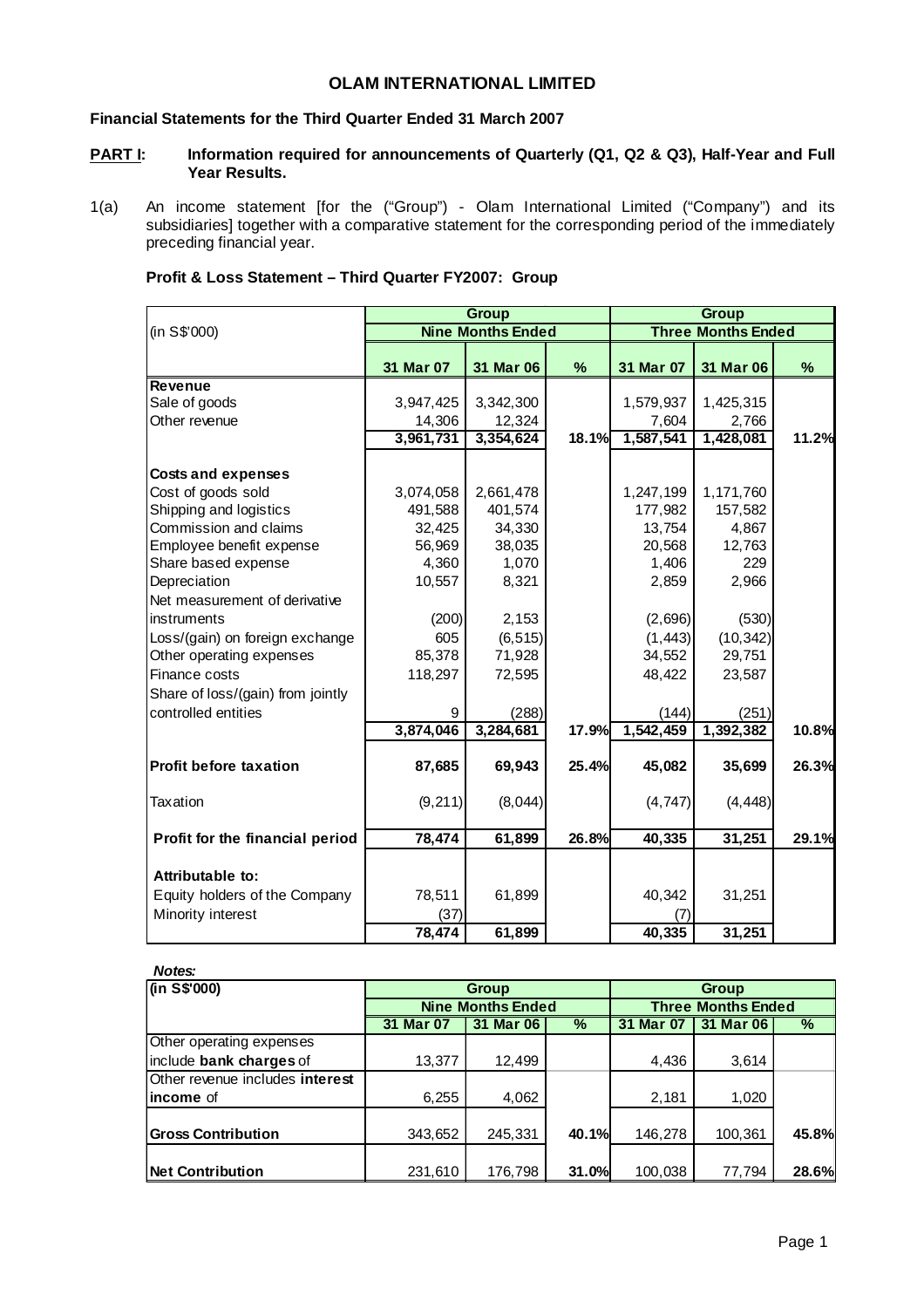# OLAM INTERNATIONAL LIMITED

**Financial Statements for the Third Quarter Ended 31 March 2007**

**PART I: Information required for announcements of Quarterly (Q1, Q2 & Q3), Half-Year and Full Year Results.**

1(a) An income statement [for the ("Group") - Olam International Limited ("Company") and its subsidiaries] together with a comparative statement for the corresponding period of the immediately preceding financial year.

**Profit & Loss Statement – Third Quarter FY2007: Group**

| (in S$'000) | Group | | | Group | | |
|---|---|---|---|---|---|---|
| | Nine Months Ended | | | Three Months Ended | | |
| | 31 Mar 07 | 31 Mar 06 | % | 31 Mar 07 | 31 Mar 06 | % |
| **Revenue** | | | | | | |
| Sale of goods | 3,947,425 | 3,342,300 | | 1,579,937 | 1,425,315 | |
| Other revenue | 14,306 | 12,324 | | 7,604 | 2,766 | |
| | **3,961,731** | **3,354,624** | **18.1%** | **1,587,541** | **1,428,081** | **11.2%** |
| **Costs and expenses** | | | | | | |
| Cost of goods sold | 3,074,058 | 2,661,478 | | 1,247,199 | 1,171,760 | |
| Shipping and logistics | 491,588 | 401,574 | | 177,982 | 157,582 | |
| Commission and claims | 32,425 | 34,330 | | 13,754 | 4,867 | |
| Employee benefit expense | 56,969 | 38,035 | | 20,568 | 12,763 | |
| Share based expense | 4,360 | 1,070 | | 1,406 | 229 | |
| Depreciation | 10,557 | 8,321 | | 2,859 | 2,966 | |
| Net measurement of derivative instruments | (200) | 2,153 | | (2,696) | (530) | |
| Loss/(gain) on foreign exchange | 605 | (6,515) | | (1,443) | (10,342) | |
| Other operating expenses | 85,378 | 71,928 | | 34,552 | 29,751 | |
| Finance costs | 118,297 | 72,595 | | 48,422 | 23,587 | |
| Share of loss/(gain) from jointly controlled entities | 9 | (288) | | (144) | (251) | |
| | **3,874,046** | **3,284,681** | **17.9%** | **1,542,459** | **1,392,382** | **10.8%** |
| **Profit before taxation** | **87,685** | **69,943** | **25.4%** | **45,082** | **35,699** | **26.3%** |
| Taxation | (9,211) | (8,044) | | (4,747) | (4,448) | |
| **Profit for the financial period** | **78,474** | **61,899** | **26.8%** | **40,335** | **31,251** | **29.1%** |
| **Attributable to:** | | | | | | |
| Equity holders of the Company | 78,511 | 61,899 | | 40,342 | 31,251 | |
| Minority interest | (37) | | | (7) | | |
| | **78,474** | **61,899** | | **40,335** | **31,251** | |

***Notes:***

| (in S$'000) | Group | | | Group | | |
|---|---|---|---|---|---|---|
| | Nine Months Ended | | | Three Months Ended | | |
| | 31 Mar 07 | 31 Mar 06 | % | 31 Mar 07 | 31 Mar 06 | % |
| Other operating expenses include **bank charges** of | 13,377 | 12,499 | | 4,436 | 3,614 | |
| Other revenue includes **interest income** of | 6,255 | 4,062 | | 2,181 | 1,020 | |
| **Gross Contribution** | 343,652 | 245,331 | **40.1%** | 146,278 | 100,361 | **45.8%** |
| **Net Contribution** | 231,610 | 176,798 | **31.0%** | 100,038 | 77,794 | **28.6%** |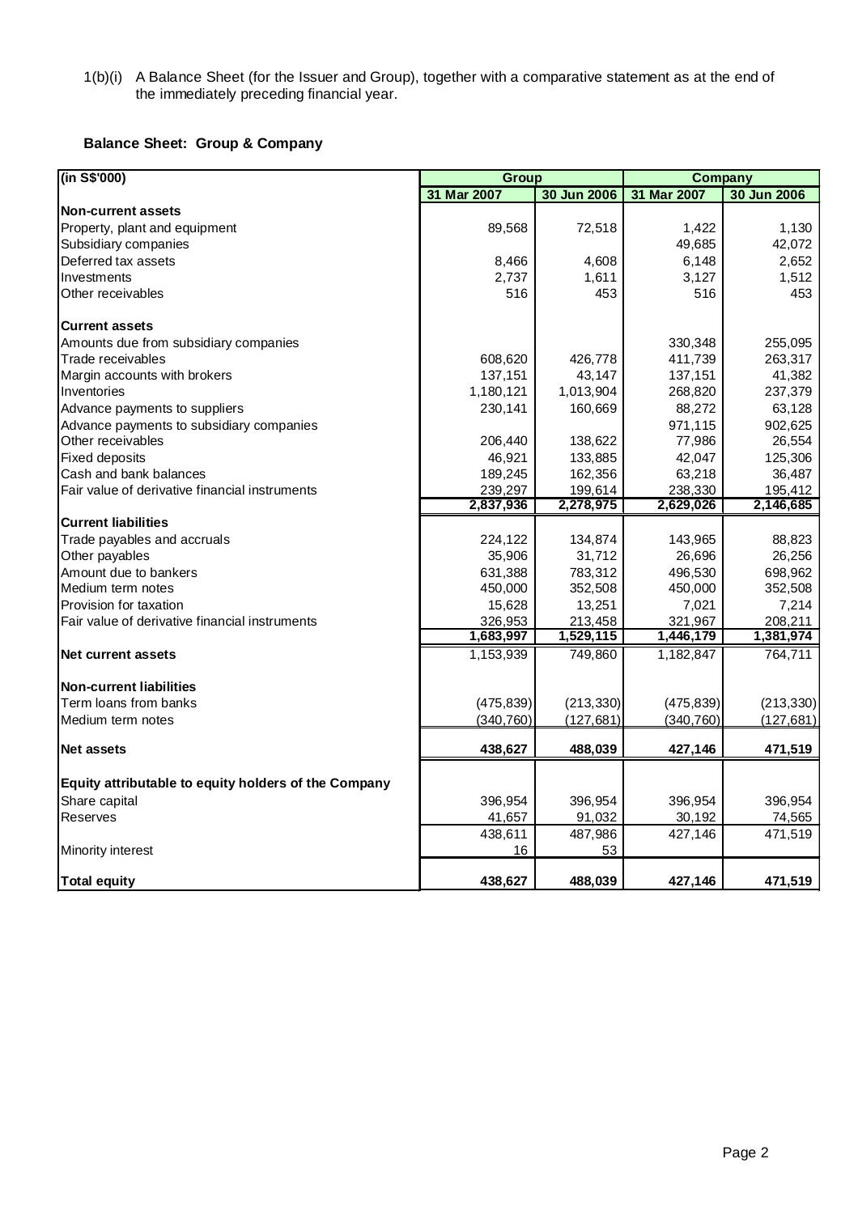1(b)(i) A Balance Sheet (for the Issuer and Group), together with a comparative statement as at the end of the immediately preceding financial year.

**Balance Sheet: Group & Company**

| (in S$'000) | Group | | Company | |
|---|---|---|---|---|
| | 31 Mar 2007 | 30 Jun 2006 | 31 Mar 2007 | 30 Jun 2006 |
| **Non-current assets** | | | | |
| Property, plant and equipment | 89,568 | 72,518 | 1,422 | 1,130 |
| Subsidiary companies | | | 49,685 | 42,072 |
| Deferred tax assets | 8,466 | 4,608 | 6,148 | 2,652 |
| Investments | 2,737 | 1,611 | 3,127 | 1,512 |
| Other receivables | 516 | 453 | 516 | 453 |
| **Current assets** | | | | |
| Amounts due from subsidiary companies | | | 330,348 | 255,095 |
| Trade receivables | 608,620 | 426,778 | 411,739 | 263,317 |
| Margin accounts with brokers | 137,151 | 43,147 | 137,151 | 41,382 |
| Inventories | 1,180,121 | 1,013,904 | 268,820 | 237,379 |
| Advance payments to suppliers | 230,141 | 160,669 | 88,272 | 63,128 |
| Advance payments to subsidiary companies | | | 971,115 | 902,625 |
| Other receivables | 206,440 | 138,622 | 77,986 | 26,554 |
| Fixed deposits | 46,921 | 133,885 | 42,047 | 125,306 |
| Cash and bank balances | 189,245 | 162,356 | 63,218 | 36,487 |
| Fair value of derivative financial instruments | 239,297 | 199,614 | 238,330 | 195,412 |
| | **2,837,936** | **2,278,975** | **2,629,026** | **2,146,685** |
| **Current liabilities** | | | | |
| Trade payables and accruals | 224,122 | 134,874 | 143,965 | 88,823 |
| Other payables | 35,906 | 31,712 | 26,696 | 26,256 |
| Amount due to bankers | 631,388 | 783,312 | 496,530 | 698,962 |
| Medium term notes | 450,000 | 352,508 | 450,000 | 352,508 |
| Provision for taxation | 15,628 | 13,251 | 7,021 | 7,214 |
| Fair value of derivative financial instruments | 326,953 | 213,458 | 321,967 | 208,211 |
| | **1,683,997** | **1,529,115** | **1,446,179** | **1,381,974** |
| **Net current assets** | 1,153,939 | 749,860 | 1,182,847 | 764,711 |
| **Non-current liabilities** | | | | |
| Term loans from banks | (475,839) | (213,330) | (475,839) | (213,330) |
| Medium term notes | (340,760) | (127,681) | (340,760) | (127,681) |
| **Net assets** | **438,627** | **488,039** | **427,146** | **471,519** |
| **Equity attributable to equity holders of the Company** | | | | |
| Share capital | 396,954 | 396,954 | 396,954 | 396,954 |
| Reserves | 41,657 | 91,032 | 30,192 | 74,565 |
| | 438,611 | 487,986 | 427,146 | 471,519 |
| Minority interest | 16 | 53 | | |
| **Total equity** | **438,627** | **488,039** | **427,146** | **471,519** |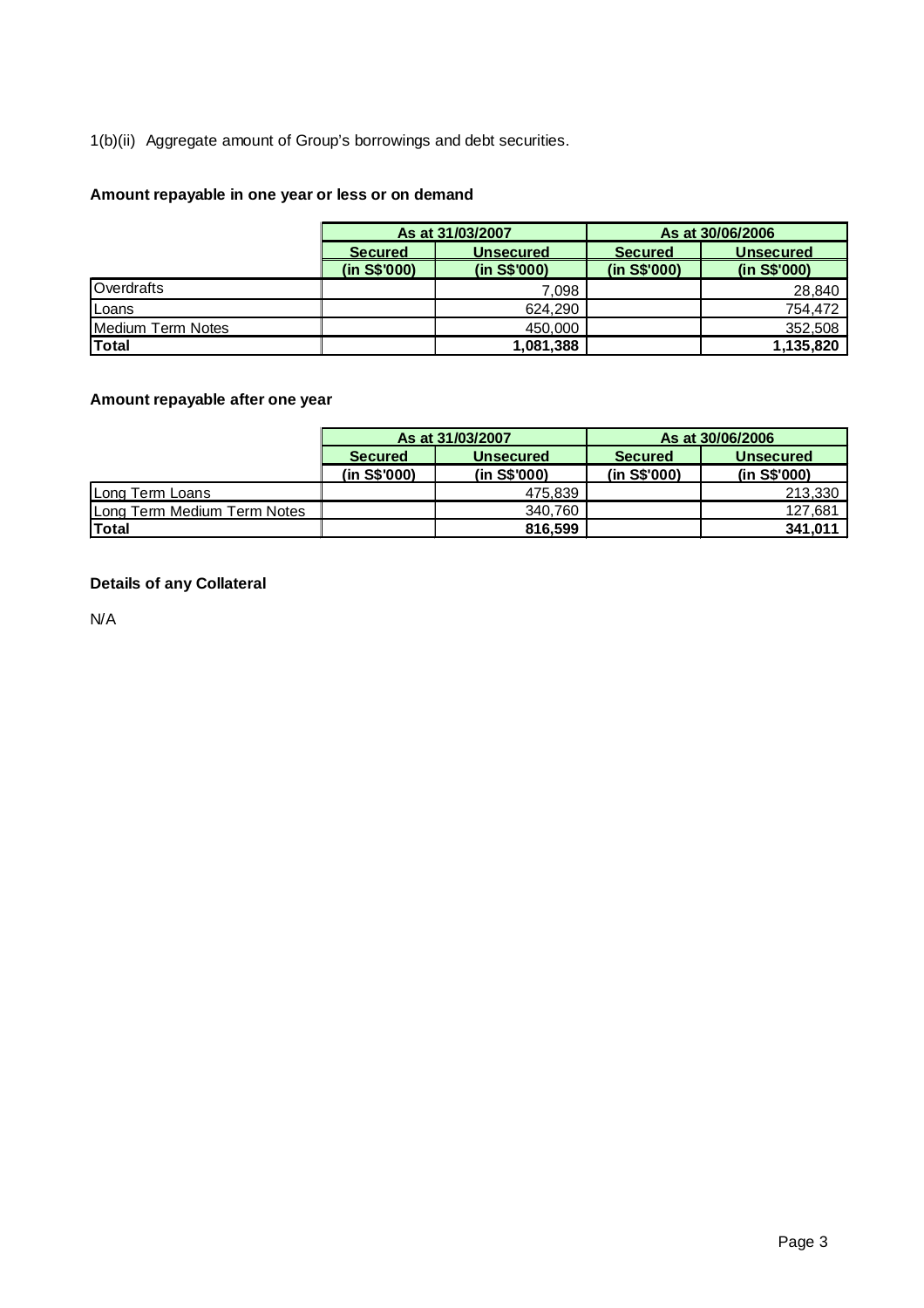1(b)(ii) Aggregate amount of Group's borrowings and debt securities.

**Amount repayable in one year or less or on demand**

| | As at 31/03/2007 | | As at 30/06/2006 | |
|---|---|---|---|---|
| | **Secured** | **Unsecured** | **Secured** | **Unsecured** |
| | **(in S$'000)** | **(in S$'000)** | **(in S$'000)** | **(in S$'000)** |
| Overdrafts | | 7,098 | | 28,840 |
| Loans | | 624,290 | | 754,472 |
| Medium Term Notes | | 450,000 | | 352,508 |
| **Total** | | **1,081,388** | | **1,135,820** |

**Amount repayable after one year**

| | As at 31/03/2007 | | As at 30/06/2006 | |
|---|---|---|---|---|
| | **Secured** | **Unsecured** | **Secured** | **Unsecured** |
| | **(in S$'000)** | **(in S$'000)** | **(in S$'000)** | **(in S$'000)** |
| Long Term Loans | | 475,839 | | 213,330 |
| Long Term Medium Term Notes | | 340,760 | | 127,681 |
| **Total** | | **816,599** | | **341,011** |

**Details of any Collateral**

N/A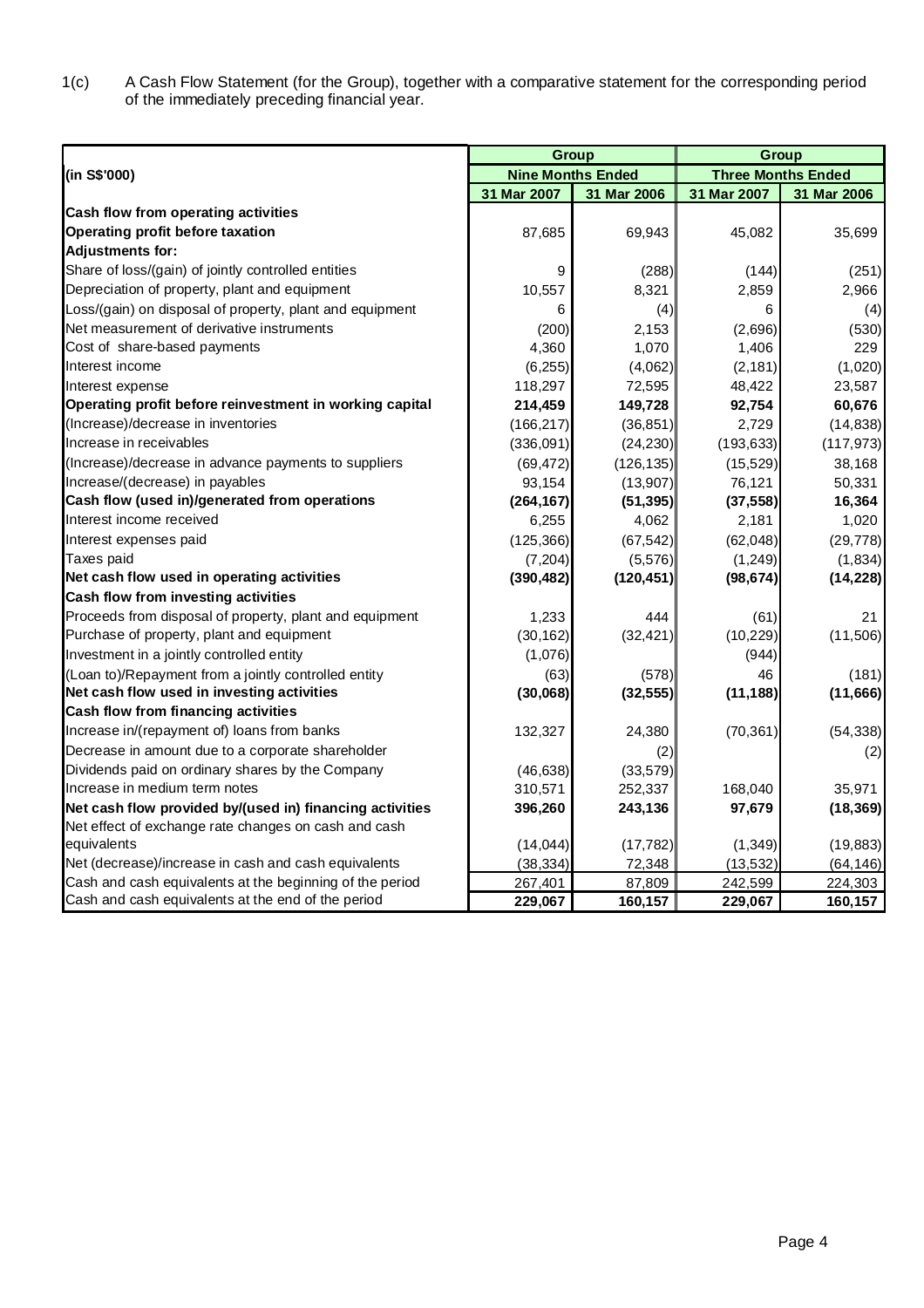1(c) A Cash Flow Statement (for the Group), together with a comparative statement for the corresponding period of the immediately preceding financial year.

| | Group | | Group | |
|---|---|---|---|---|
| **(in S$'000)** | **Nine Months Ended** | | **Three Months Ended** | |
| | **31 Mar 2007** | **31 Mar 2006** | **31 Mar 2007** | **31 Mar 2006** |
| **Cash flow from operating activities** | | | | |
| **Operating profit before taxation** | 87,685 | 69,943 | 45,082 | 35,699 |
| **Adjustments for:** | | | | |
| Share of loss/(gain) of jointly controlled entities | 9 | (288) | (144) | (251) |
| Depreciation of property, plant and equipment | 10,557 | 8,321 | 2,859 | 2,966 |
| Loss/(gain) on disposal of property, plant and equipment | 6 | (4) | 6 | (4) |
| Net measurement of derivative instruments | (200) | 2,153 | (2,696) | (530) |
| Cost of share-based payments | 4,360 | 1,070 | 1,406 | 229 |
| Interest income | (6,255) | (4,062) | (2,181) | (1,020) |
| Interest expense | 118,297 | 72,595 | 48,422 | 23,587 |
| **Operating profit before reinvestment in working capital** | **214,459** | **149,728** | **92,754** | **60,676** |
| (Increase)/decrease in inventories | (166,217) | (36,851) | 2,729 | (14,838) |
| Increase in receivables | (336,091) | (24,230) | (193,633) | (117,973) |
| (Increase)/decrease in advance payments to suppliers | (69,472) | (126,135) | (15,529) | 38,168 |
| Increase/(decrease) in payables | 93,154 | (13,907) | 76,121 | 50,331 |
| **Cash flow (used in)/generated from operations** | **(264,167)** | **(51,395)** | **(37,558)** | **16,364** |
| Interest income received | 6,255 | 4,062 | 2,181 | 1,020 |
| Interest expenses paid | (125,366) | (67,542) | (62,048) | (29,778) |
| Taxes paid | (7,204) | (5,576) | (1,249) | (1,834) |
| **Net cash flow used in operating activities** | **(390,482)** | **(120,451)** | **(98,674)** | **(14,228)** |
| **Cash flow from investing activities** | | | | |
| Proceeds from disposal of property, plant and equipment | 1,233 | 444 | (61) | 21 |
| Purchase of property, plant and equipment | (30,162) | (32,421) | (10,229) | (11,506) |
| Investment in a jointly controlled entity | (1,076) | | (944) | |
| (Loan to)/Repayment from a jointly controlled entity | (63) | (578) | 46 | (181) |
| **Net cash flow used in investing activities** | **(30,068)** | **(32,555)** | **(11,188)** | **(11,666)** |
| **Cash flow from financing activities** | | | | |
| Increase in/(repayment of) loans from banks | 132,327 | 24,380 | (70,361) | (54,338) |
| Decrease in amount due to a corporate shareholder | | (2) | | (2) |
| Dividends paid on ordinary shares by the Company | (46,638) | (33,579) | | |
| Increase in medium term notes | 310,571 | 252,337 | 168,040 | 35,971 |
| **Net cash flow provided by/(used in) financing activities** | **396,260** | **243,136** | **97,679** | **(18,369)** |
| Net effect of exchange rate changes on cash and cash equivalents | (14,044) | (17,782) | (1,349) | (19,883) |
| Net (decrease)/increase in cash and cash equivalents | (38,334) | 72,348 | (13,532) | (64,146) |
| Cash and cash equivalents at the beginning of the period | 267,401 | 87,809 | 242,599 | 224,303 |
| Cash and cash equivalents at the end of the period | **229,067** | **160,157** | **229,067** | **160,157** |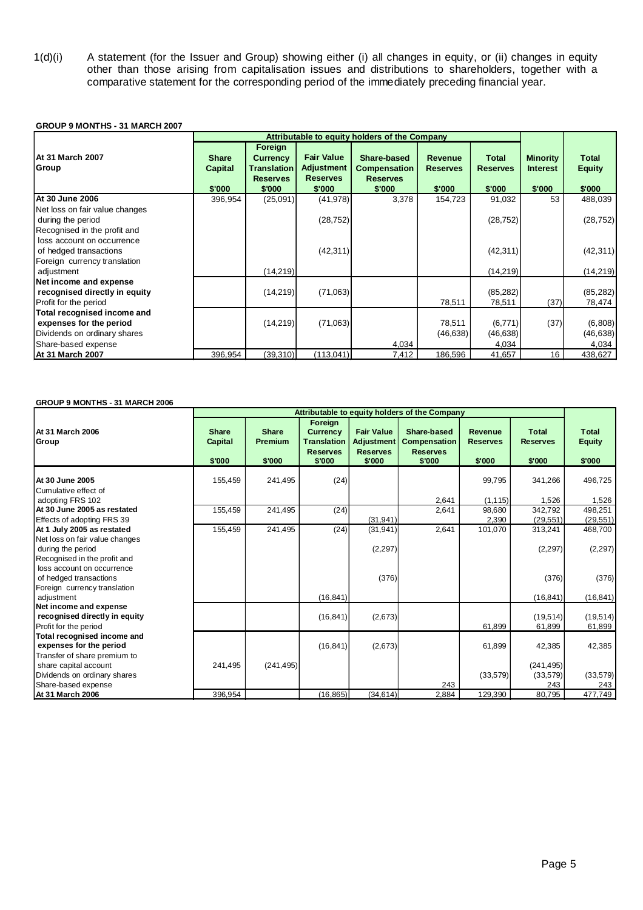1(d)(i) A statement (for the Issuer and Group) showing either (i) all changes in equity, or (ii) changes in equity other than those arising from capitalisation issues and distributions to shareholders, together with a comparative statement for the corresponding period of the immediately preceding financial year.

**GROUP 9 MONTHS - 31 MARCH 2007**

| | Attributable to equity holders of the Company | | | | | | | |
|---|---|---|---|---|---|---|---|---|
| **At 31 March 2007 Group** | **Share Capital** | **Foreign Currency Translation Reserves** | **Fair Value Adjustment Reserves** | **Share-based Compensation Reserves** | **Revenue Reserves** | **Total Reserves** | **Minority Interest** | **Total Equity** |
| | **$'000** | **$'000** | **$'000** | **$'000** | **$'000** | **$'000** | **$'000** | **$'000** |
| **At 30 June 2006** | 396,954 | (25,091) | (41,978) | 3,378 | 154,723 | 91,032 | 53 | 488,039 |
| Net loss on fair value changes during the period | | | (28,752) | | | (28,752) | | (28,752) |
| Recognised in the profit and loss account on occurrence of hedged transactions | | | (42,311) | | | (42,311) | | (42,311) |
| Foreign currency translation adjustment | | (14,219) | | | | (14,219) | | (14,219) |
| **Net income and expense recognised directly in equity** | | (14,219) | (71,063) | | | (85,282) | | (85,282) |
| Profit for the period | | | | | 78,511 | 78,511 | (37) | 78,474 |
| **Total recognised income and expenses for the period** | | (14,219) | (71,063) | | 78,511 | (6,771) | (37) | (6,808) |
| Dividends on ordinary shares | | | | | (46,638) | (46,638) | | (46,638) |
| Share-based expense | | | | 4,034 | | 4,034 | | 4,034 |
| **At 31 March 2007** | 396,954 | (39,310) | (113,041) | 7,412 | 186,596 | 41,657 | 16 | 438,627 |

**GROUP 9 MONTHS - 31 MARCH 2006**

| | Attributable to equity holders of the Company | | | | | | | |
|---|---|---|---|---|---|---|---|---|
| **At 31 March 2006 Group** | **Share Capital** | **Share Premium** | **Foreign Currency Translation Reserves** | **Fair Value Adjustment Reserves** | **Share-based Compensation Reserves** | **Revenue Reserves** | **Total Reserves** | **Total Equity** |
| | **$'000** | **$'000** | **$'000** | **$'000** | **$'000** | **$'000** | **$'000** | **$'000** |
| **At 30 June 2005** | 155,459 | 241,495 | (24) | | | 99,795 | 341,266 | 496,725 |
| Cumulative effect of adopting FRS 102 | | | | | 2,641 | (1,115) | 1,526 | 1,526 |
| **At 30 June 2005 as restated** | 155,459 | 241,495 | (24) | | 2,641 | 98,680 | 342,792 | 498,251 |
| Effects of adopting FRS 39 | | | | (31,941) | | 2,390 | (29,551) | (29,551) |
| **At 1 July 2005 as restated** | 155,459 | 241,495 | (24) | (31,941) | 2,641 | 101,070 | 313,241 | 468,700 |
| Net loss on fair value changes during the period | | | | (2,297) | | | (2,297) | (2,297) |
| Recognised in the profit and loss account on occurrence of hedged transactions | | | | (376) | | | (376) | (376) |
| Foreign currency translation adjustment | | | (16,841) | | | | (16,841) | (16,841) |
| **Net income and expense recognised directly in equity** | | | (16,841) | (2,673) | | | (19,514) | (19,514) |
| Profit for the period | | | | | | 61,899 | 61,899 | 61,899 |
| **Total recognised income and expenses for the period** | | | (16,841) | (2,673) | | 61,899 | 42,385 | 42,385 |
| Transfer of share premium to share capital account | 241,495 | (241,495) | | | | | (241,495) | |
| Dividends on ordinary shares | | | | | | (33,579) | (33,579) | (33,579) |
| Share-based expense | | | | | 243 | | 243 | 243 |
| **At 31 March 2006** | 396,954 | | (16,865) | (34,614) | 2,884 | 129,390 | 80,795 | 477,749 |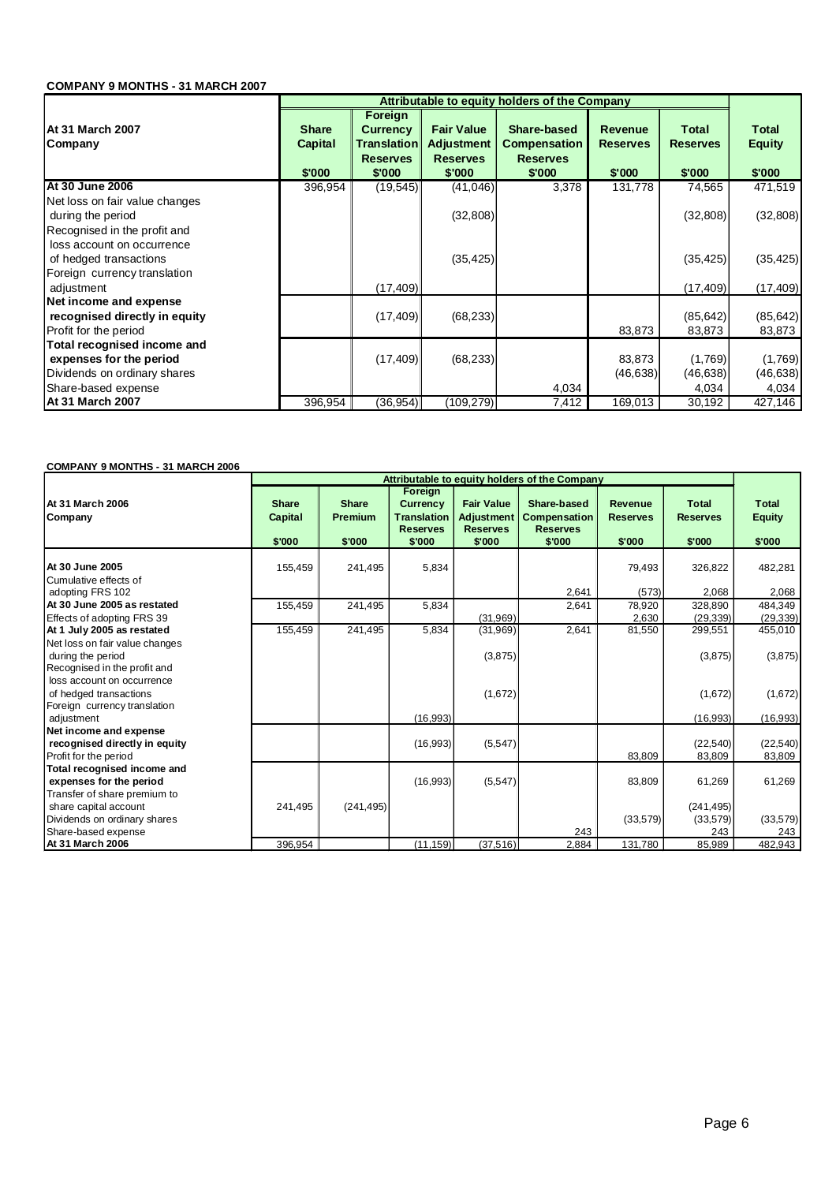**COMPANY 9 MONTHS - 31 MARCH 2007**

| At 31 March 2007 Company | Attributable to equity holders of the Company | | | | | | |
|---|---|---|---|---|---|---|---|
| | Share Capital | Foreign Currency Translation Reserves | Fair Value Adjustment Reserves | Share-based Compensation Reserves | Revenue Reserves | Total Reserves | Total Equity |
| | $'000 | $'000 | $'000 | $'000 | $'000 | $'000 | $'000 |
| **At 30 June 2006** | 396,954 | (19,545) | (41,046) | 3,378 | 131,778 | 74,565 | 471,519 |
| Net loss on fair value changes during the period | | | (32,808) | | | (32,808) | (32,808) |
| Recognised in the profit and loss account on occurrence of hedged transactions | | | (35,425) | | | (35,425) | (35,425) |
| Foreign currency translation adjustment | | (17,409) | | | | (17,409) | (17,409) |
| **Net income and expense recognised directly in equity** | | (17,409) | (68,233) | | | (85,642) | (85,642) |
| Profit for the period | | | | | 83,873 | 83,873 | 83,873 |
| **Total recognised income and expenses for the period** | | (17,409) | (68,233) | | 83,873 | (1,769) | (1,769) |
| Dividends on ordinary shares | | | | | (46,638) | (46,638) | (46,638) |
| Share-based expense | | | | 4,034 | | 4,034 | 4,034 |
| **At 31 March 2007** | 396,954 | (36,954) | (109,279) | 7,412 | 169,013 | 30,192 | 427,146 |

**COMPANY 9 MONTHS - 31 MARCH 2006**

| At 31 March 2006 Company | Attributable to equity holders of the Company | | | | | | | |
|---|---|---|---|---|---|---|---|---|
| | Share Capital | Share Premium | Foreign Currency Translation Reserves | Fair Value Adjustment Reserves | Share-based Compensation Reserves | Revenue Reserves | Total Reserves | Total Equity |
| | $'000 | $'000 | $'000 | $'000 | $'000 | $'000 | $'000 | $'000 |
| **At 30 June 2005** | 155,459 | 241,495 | 5,834 | | | 79,493 | 326,822 | 482,281 |
| Cumulative effects of adopting FRS 102 | | | | | 2,641 | (573) | 2,068 | 2,068 |
| **At 30 June 2005 as restated** | 155,459 | 241,495 | 5,834 | | 2,641 | 78,920 | 328,890 | 484,349 |
| Effects of adopting FRS 39 | | | | (31,969) | | 2,630 | (29,339) | (29,339) |
| **At 1 July 2005 as restated** | 155,459 | 241,495 | 5,834 | (31,969) | 2,641 | 81,550 | 299,551 | 455,010 |
| Net loss on fair value changes during the period | | | | (3,875) | | | (3,875) | (3,875) |
| Recognised in the profit and loss account on occurrence of hedged transactions | | | | (1,672) | | | (1,672) | (1,672) |
| Foreign currency translation adjustment | | | (16,993) | | | | (16,993) | (16,993) |
| **Net income and expense recognised directly in equity** | | | (16,993) | (5,547) | | | (22,540) | (22,540) |
| Profit for the period | | | | | | 83,809 | 83,809 | 83,809 |
| **Total recognised income and expenses for the period** | | | (16,993) | (5,547) | | 83,809 | 61,269 | 61,269 |
| Transfer of share premium to share capital account | 241,495 | (241,495) | | | | | (241,495) | |
| Dividends on ordinary shares | | | | | | (33,579) | (33,579) | (33,579) |
| Share-based expense | | | | | 243 | | 243 | 243 |
| **At 31 March 2006** | 396,954 | | (11,159) | (37,516) | 2,884 | 131,780 | 85,989 | 482,943 |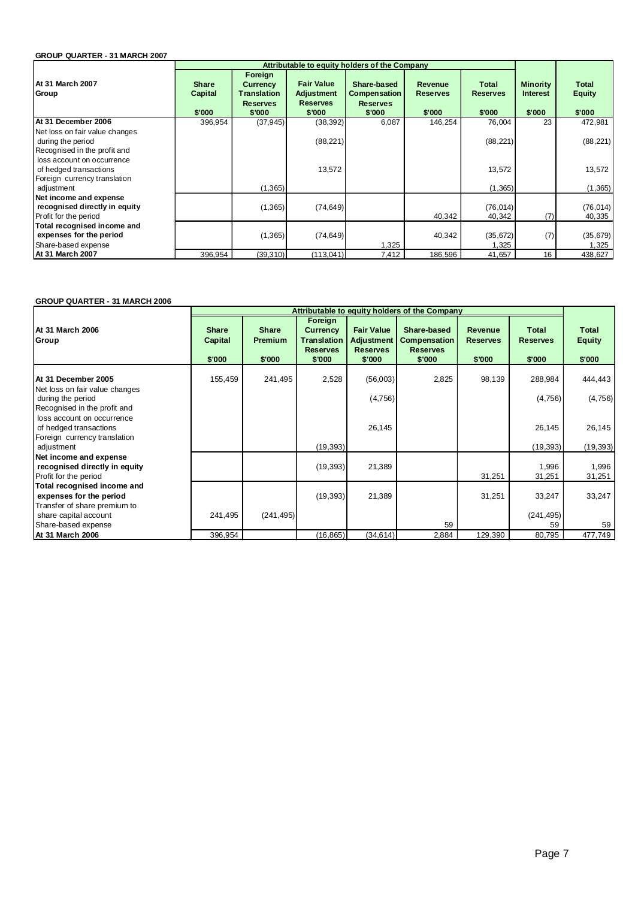**GROUP QUARTER - 31 MARCH 2007**

| At 31 March 2007 Group | Attributable to equity holders of the Company | | | | | | | |
|---|---|---|---|---|---|---|---|---|
| | Share Capital | Foreign Currency Translation Reserves | Fair Value Adjustment Reserves | Share-based Compensation Reserves | Revenue Reserves | Total Reserves | Minority Interest | Total Equity |
| | $'000 | $'000 | $'000 | $'000 | $'000 | $'000 | $'000 | $'000 |
| **At 31 December 2006** | 396,954 | (37,945) | (38,392) | 6,087 | 146,254 | 76,004 | 23 | 472,981 |
| Net loss on fair value changes during the period | | | (88,221) | | | (88,221) | | (88,221) |
| Recognised in the profit and loss account on occurrence of hedged transactions | | | 13,572 | | | 13,572 | | 13,572 |
| Foreign currency translation adjustment | | (1,365) | | | | (1,365) | | (1,365) |
| **Net income and expense recognised directly in equity** | | (1,365) | (74,649) | | | (76,014) | | (76,014) |
| Profit for the period | | | | | 40,342 | 40,342 | (7) | 40,335 |
| **Total recognised income and expenses for the period** | | (1,365) | (74,649) | | 40,342 | (35,672) | (7) | (35,679) |
| Share-based expense | | | | 1,325 | | 1,325 | | 1,325 |
| **At 31 March 2007** | 396,954 | (39,310) | (113,041) | 7,412 | 186,596 | 41,657 | 16 | 438,627 |

**GROUP QUARTER - 31 MARCH 2006**

| At 31 March 2006 Group | Attributable to equity holders of the Company | | | | | | | |
|---|---|---|---|---|---|---|---|---|
| | Share Capital | Share Premium | Foreign Currency Translation Reserves | Fair Value Adjustment Reserves | Share-based Compensation Reserves | Revenue Reserves | Total Reserves | Total Equity |
| | $'000 | $'000 | $'000 | $'000 | $'000 | $'000 | $'000 | $'000 |
| **At 31 December 2005** | 155,459 | 241,495 | 2,528 | (56,003) | 2,825 | 98,139 | 288,984 | 444,443 |
| Net loss on fair value changes during the period | | | | (4,756) | | | (4,756) | (4,756) |
| Recognised in the profit and loss account on occurrence of hedged transactions | | | | 26,145 | | | 26,145 | 26,145 |
| Foreign currency translation adjustment | | | (19,393) | | | | (19,393) | (19,393) |
| **Net income and expense recognised directly in equity** | | | (19,393) | 21,389 | | | 1,996 | 1,996 |
| Profit for the period | | | | | | 31,251 | 31,251 | 31,251 |
| **Total recognised income and expenses for the period** | | | (19,393) | 21,389 | | 31,251 | 33,247 | 33,247 |
| Transfer of share premium to share capital account | 241,495 | (241,495) | | | | | (241,495) | |
| Share-based expense | | | | | 59 | | 59 | 59 |
| **At 31 March 2006** | 396,954 | | (16,865) | (34,614) | 2,884 | 129,390 | 80,795 | 477,749 |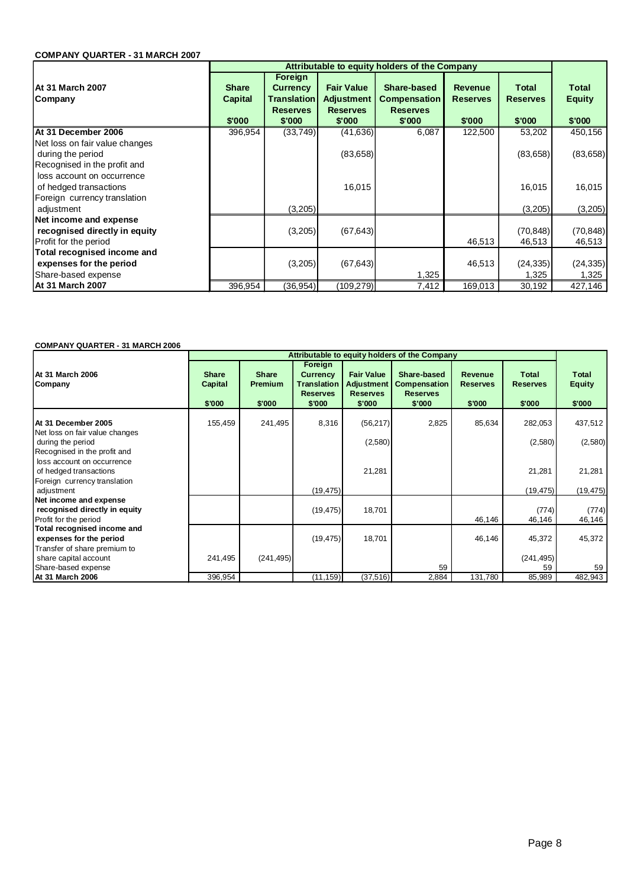**COMPANY QUARTER - 31 MARCH 2007**

| At 31 March 2007<br>Company | Attributable to equity holders of the Company | | | | | | |
|---|---|---|---|---|---|---|---|
| | Share Capital | Foreign Currency Translation Reserves | Fair Value Adjustment Reserves | Share-based Compensation Reserves | Revenue Reserves | Total Reserves | Total Equity |
| | $'000 | $'000 | $'000 | $'000 | $'000 | $'000 | $'000 |
| **At 31 December 2006** | 396,954 | (33,749) | (41,636) | 6,087 | 122,500 | 53,202 | 450,156 |
| Net loss on fair value changes during the period | | | (83,658) | | | (83,658) | (83,658) |
| Recognised in the profit and loss account on occurrence of hedged transactions | | | 16,015 | | | 16,015 | 16,015 |
| Foreign currency translation adjustment | | (3,205) | | | | (3,205) | (3,205) |
| **Net income and expense recognised directly in equity** | | (3,205) | (67,643) | | | (70,848) | (70,848) |
| Profit for the period | | | | | 46,513 | 46,513 | 46,513 |
| **Total recognised income and expenses for the period** | | (3,205) | (67,643) | | 46,513 | (24,335) | (24,335) |
| Share-based expense | | | | 1,325 | | 1,325 | 1,325 |
| **At 31 March 2007** | 396,954 | (36,954) | (109,279) | 7,412 | 169,013 | 30,192 | 427,146 |

**COMPANY QUARTER - 31 MARCH 2006**

| At 31 March 2006<br>Company | Attributable to equity holders of the Company | | | | | | | |
|---|---|---|---|---|---|---|---|---|
| | Share Capital | Share Premium | Foreign Currency Translation Reserves | Fair Value Adjustment Reserves | Share-based Compensation Reserves | Revenue Reserves | Total Reserves | Total Equity |
| | $'000 | $'000 | $'000 | $'000 | $'000 | $'000 | $'000 | $'000 |
| **At 31 December 2005** | 155,459 | 241,495 | 8,316 | (56,217) | 2,825 | 85,634 | 282,053 | 437,512 |
| Net loss on fair value changes during the period | | | | (2,580) | | | (2,580) | (2,580) |
| Recognised in the profit and loss account on occurrence of hedged transactions | | | | 21,281 | | | 21,281 | 21,281 |
| Foreign currency translation adjustment | | | (19,475) | | | | (19,475) | (19,475) |
| **Net income and expense recognised directly in equity** | | | (19,475) | 18,701 | | | (774) | (774) |
| Profit for the period | | | | | | 46,146 | 46,146 | 46,146 |
| **Total recognised income and expenses for the period** | | | (19,475) | 18,701 | | 46,146 | 45,372 | 45,372 |
| Transfer of share premium to share capital account | 241,495 | (241,495) | | | | | (241,495) | |
| Share-based expense | | | | | 59 | | 59 | 59 |
| **At 31 March 2006** | 396,954 | | (11,159) | (37,516) | 2,884 | 131,780 | 85,989 | 482,943 |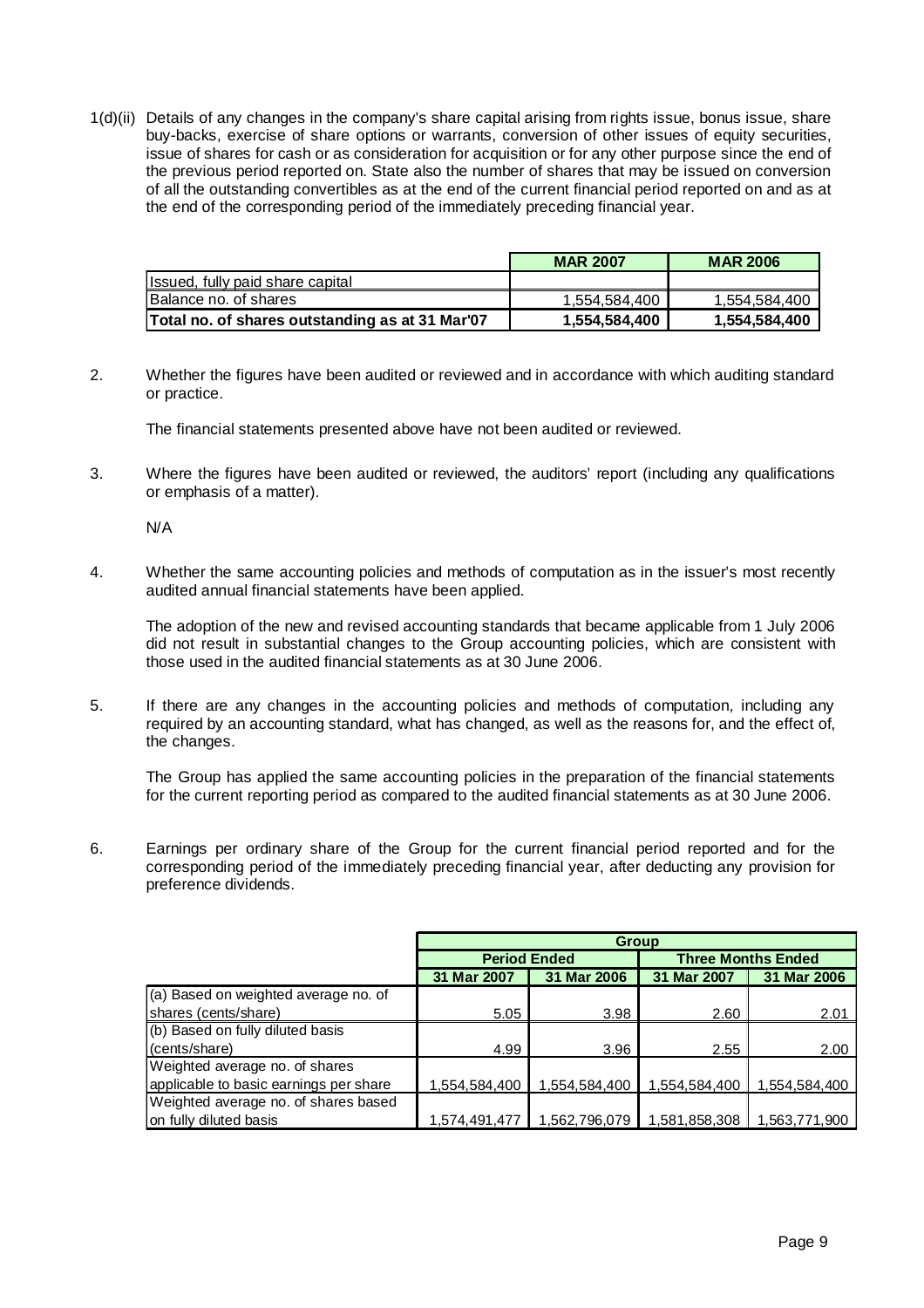1(d)(ii) Details of any changes in the company's share capital arising from rights issue, bonus issue, share buy-backs, exercise of share options or warrants, conversion of other issues of equity securities, issue of shares for cash or as consideration for acquisition or for any other purpose since the end of the previous period reported on. State also the number of shares that may be issued on conversion of all the outstanding convertibles as at the end of the current financial period reported on and as at the end of the corresponding period of the immediately preceding financial year.

| | MAR 2007 | MAR 2006 |
|---|---|---|
| Issued, fully paid share capital | | |
| Balance no. of shares | 1,554,584,400 | 1,554,584,400 |
| **Total no. of shares outstanding as at 31 Mar'07** | **1,554,584,400** | **1,554,584,400** |

2. Whether the figures have been audited or reviewed and in accordance with which auditing standard or practice.

   The financial statements presented above have not been audited or reviewed.

3. Where the figures have been audited or reviewed, the auditors' report (including any qualifications or emphasis of a matter).

   N/A

4. Whether the same accounting policies and methods of computation as in the issuer's most recently audited annual financial statements have been applied.

   The adoption of the new and revised accounting standards that became applicable from 1 July 2006 did not result in substantial changes to the Group accounting policies, which are consistent with those used in the audited financial statements as at 30 June 2006.

5. If there are any changes in the accounting policies and methods of computation, including any required by an accounting standard, what has changed, as well as the reasons for, and the effect of, the changes.

   The Group has applied the same accounting policies in the preparation of the financial statements for the current reporting period as compared to the audited financial statements as at 30 June 2006.

6. Earnings per ordinary share of the Group for the current financial period reported and for the corresponding period of the immediately preceding financial year, after deducting any provision for preference dividends.

| | Group | | | |
|---|---|---|---|---|
| | Period Ended | | Three Months Ended | |
| | 31 Mar 2007 | 31 Mar 2006 | 31 Mar 2007 | 31 Mar 2006 |
| (a) Based on weighted average no. of shares (cents/share) | 5.05 | 3.98 | 2.60 | 2.01 |
| (b) Based on fully diluted basis (cents/share) | 4.99 | 3.96 | 2.55 | 2.00 |
| Weighted average no. of shares applicable to basic earnings per share | 1,554,584,400 | 1,554,584,400 | 1,554,584,400 | 1,554,584,400 |
| Weighted average no. of shares based on fully diluted basis | 1,574,491,477 | 1,562,796,079 | 1,581,858,308 | 1,563,771,900 |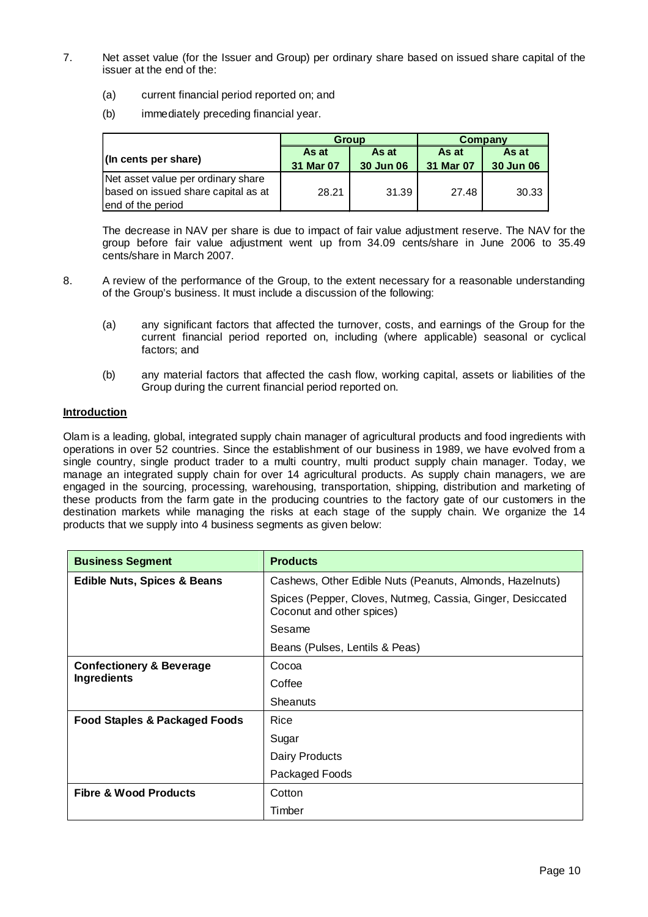7. Net asset value (for the Issuer and Group) per ordinary share based on issued share capital of the issuer at the end of the:

   (a) current financial period reported on; and

   (b) immediately preceding financial year.

| (In cents per share) | Group | | Company | |
|---|---|---|---|---|
| | As at 31 Mar 07 | As at 30 Jun 06 | As at 31 Mar 07 | As at 30 Jun 06 |
| Net asset value per ordinary share based on issued share capital as at end of the period | 28.21 | 31.39 | 27.48 | 30.33 |

The decrease in NAV per share is due to impact of fair value adjustment reserve. The NAV for the group before fair value adjustment went up from 34.09 cents/share in June 2006 to 35.49 cents/share in March 2007.

8. A review of the performance of the Group, to the extent necessary for a reasonable understanding of the Group's business. It must include a discussion of the following:

   (a) any significant factors that affected the turnover, costs, and earnings of the Group for the current financial period reported on, including (where applicable) seasonal or cyclical factors; and

   (b) any material factors that affected the cash flow, working capital, assets or liabilities of the Group during the current financial period reported on.

**Introduction**

Olam is a leading, global, integrated supply chain manager of agricultural products and food ingredients with operations in over 52 countries. Since the establishment of our business in 1989, we have evolved from a single country, single product trader to a multi country, multi product supply chain manager. Today, we manage an integrated supply chain for over 14 agricultural products. As supply chain managers, we are engaged in the sourcing, processing, warehousing, transportation, shipping, distribution and marketing of these products from the farm gate in the producing countries to the factory gate of our customers in the destination markets while managing the risks at each stage of the supply chain. We organize the 14 products that we supply into 4 business segments as given below:

| Business Segment | Products |
|---|---|
| **Edible Nuts, Spices & Beans** | Cashews, Other Edible Nuts (Peanuts, Almonds, Hazelnuts) |
| | Spices (Pepper, Cloves, Nutmeg, Cassia, Ginger, Desiccated Coconut and other spices) |
| | Sesame |
| | Beans (Pulses, Lentils & Peas) |
| **Confectionery & Beverage Ingredients** | Cocoa |
| | Coffee |
| | Sheanuts |
| **Food Staples & Packaged Foods** | Rice |
| | Sugar |
| | Dairy Products |
| | Packaged Foods |
| **Fibre & Wood Products** | Cotton |
| | Timber |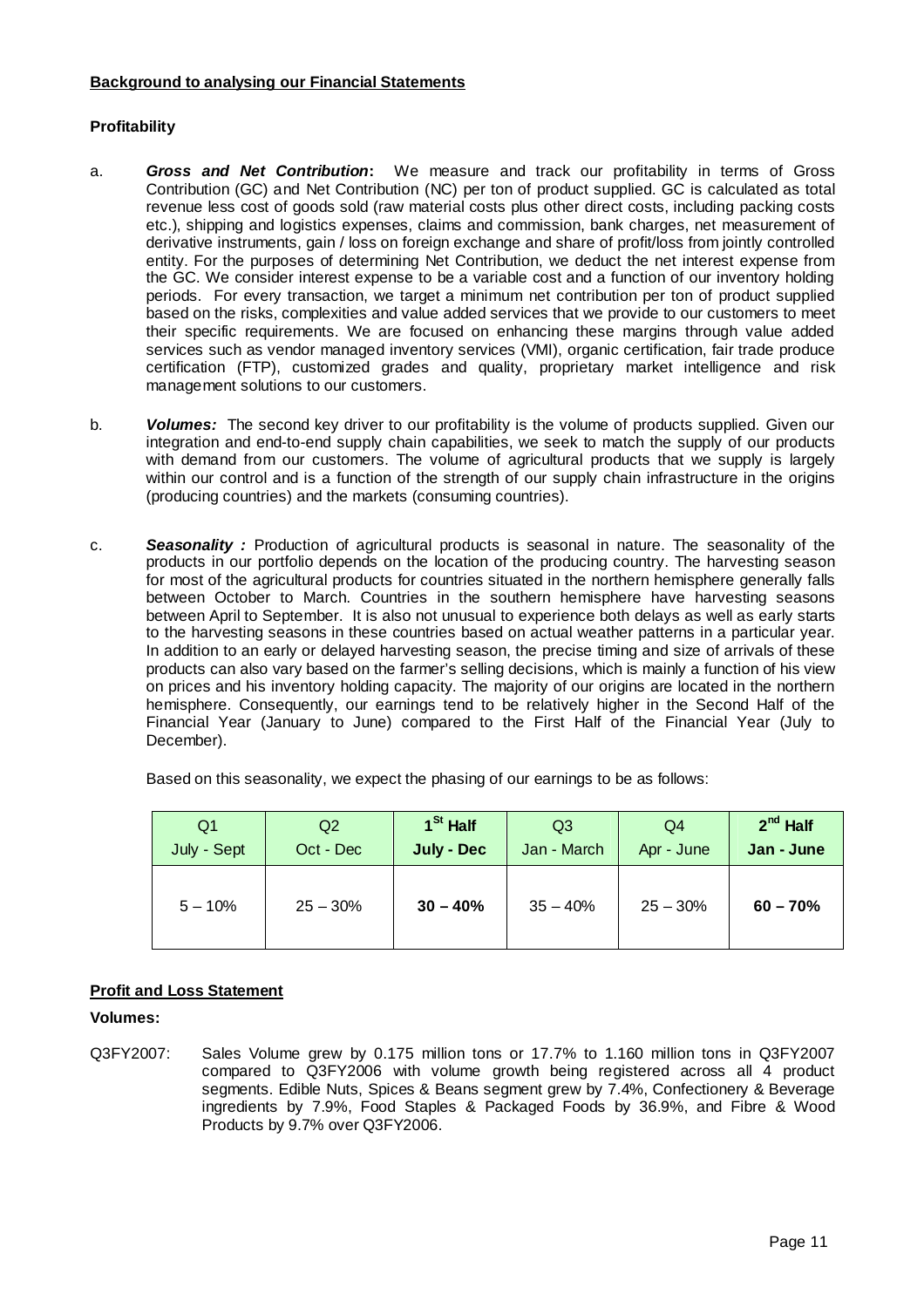**Background to analysing our Financial Statements**

**Profitability**

a. ***Gross and Net Contribution*:** We measure and track our profitability in terms of Gross Contribution (GC) and Net Contribution (NC) per ton of product supplied. GC is calculated as total revenue less cost of goods sold (raw material costs plus other direct costs, including packing costs etc.), shipping and logistics expenses, claims and commission, bank charges, net measurement of derivative instruments, gain / loss on foreign exchange and share of profit/loss from jointly controlled entity. For the purposes of determining Net Contribution, we deduct the net interest expense from the GC. We consider interest expense to be a variable cost and a function of our inventory holding periods. For every transaction, we target a minimum net contribution per ton of product supplied based on the risks, complexities and value added services that we provide to our customers to meet their specific requirements. We are focused on enhancing these margins through value added services such as vendor managed inventory services (VMI), organic certification, fair trade produce certification (FTP), customized grades and quality, proprietary market intelligence and risk management solutions to our customers.

b. ***Volumes:*** The second key driver to our profitability is the volume of products supplied. Given our integration and end-to-end supply chain capabilities, we seek to match the supply of our products with demand from our customers. The volume of agricultural products that we supply is largely within our control and is a function of the strength of our supply chain infrastructure in the origins (producing countries) and the markets (consuming countries).

c. ***Seasonality :*** Production of agricultural products is seasonal in nature. The seasonality of the products in our portfolio depends on the location of the producing country. The harvesting season for most of the agricultural products for countries situated in the northern hemisphere generally falls between October to March. Countries in the southern hemisphere have harvesting seasons between April to September. It is also not unusual to experience both delays as well as early starts to the harvesting seasons in these countries based on actual weather patterns in a particular year. In addition to an early or delayed harvesting season, the precise timing and size of arrivals of these products can also vary based on the farmer's selling decisions, which is mainly a function of his view on prices and his inventory holding capacity. The majority of our origins are located in the northern hemisphere. Consequently, our earnings tend to be relatively higher in the Second Half of the Financial Year (January to June) compared to the First Half of the Financial Year (July to December).

Based on this seasonality, we expect the phasing of our earnings to be as follows:

| Q1 July - Sept | Q2 Oct - Dec | **1St Half July - Dec** | Q3 Jan - March | Q4 Apr - June | **2nd Half Jan - June** |
|---|---|---|---|---|---|
| 5 – 10% | 25 – 30% | **30 – 40%** | 35 – 40% | 25 – 30% | **60 – 70%** |

**Profit and Loss Statement**

**Volumes:**

Q3FY2007: Sales Volume grew by 0.175 million tons or 17.7% to 1.160 million tons in Q3FY2007 compared to Q3FY2006 with volume growth being registered across all 4 product segments. Edible Nuts, Spices & Beans segment grew by 7.4%, Confectionery & Beverage ingredients by 7.9%, Food Staples & Packaged Foods by 36.9%, and Fibre & Wood Products by 9.7% over Q3FY2006.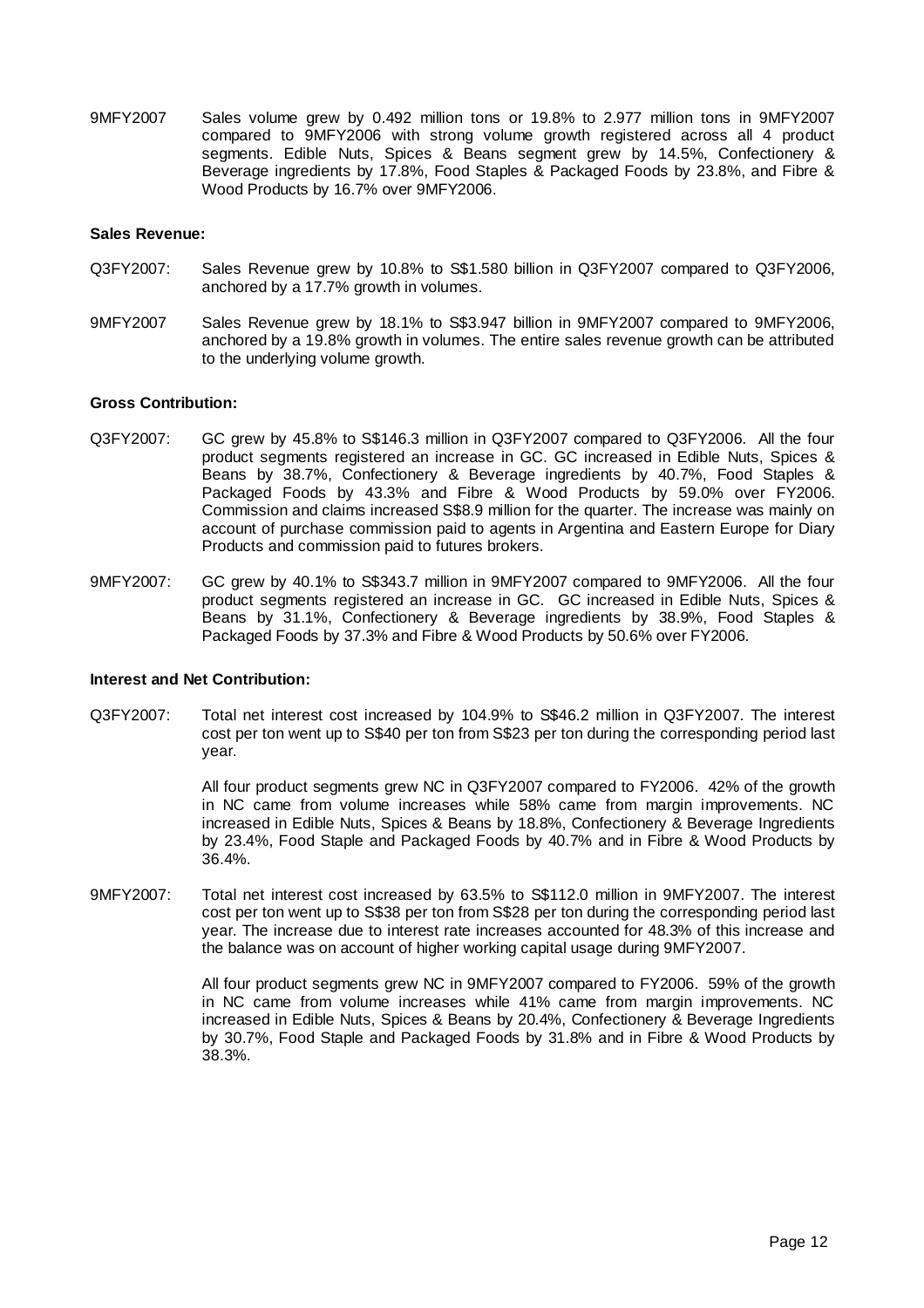9MFY2007 Sales volume grew by 0.492 million tons or 19.8% to 2.977 million tons in 9MFY2007 compared to 9MFY2006 with strong volume growth registered across all 4 product segments. Edible Nuts, Spices & Beans segment grew by 14.5%, Confectionery & Beverage ingredients by 17.8%, Food Staples & Packaged Foods by 23.8%, and Fibre & Wood Products by 16.7% over 9MFY2006.

**Sales Revenue:**

Q3FY2007: Sales Revenue grew by 10.8% to S$1.580 billion in Q3FY2007 compared to Q3FY2006, anchored by a 17.7% growth in volumes.

9MFY2007 Sales Revenue grew by 18.1% to S$3.947 billion in 9MFY2007 compared to 9MFY2006, anchored by a 19.8% growth in volumes. The entire sales revenue growth can be attributed to the underlying volume growth.

**Gross Contribution:**

Q3FY2007: GC grew by 45.8% to S$146.3 million in Q3FY2007 compared to Q3FY2006. All the four product segments registered an increase in GC. GC increased in Edible Nuts, Spices & Beans by 38.7%, Confectionery & Beverage ingredients by 40.7%, Food Staples & Packaged Foods by 43.3% and Fibre & Wood Products by 59.0% over FY2006. Commission and claims increased S$8.9 million for the quarter. The increase was mainly on account of purchase commission paid to agents in Argentina and Eastern Europe for Diary Products and commission paid to futures brokers.

9MFY2007: GC grew by 40.1% to S$343.7 million in 9MFY2007 compared to 9MFY2006. All the four product segments registered an increase in GC. GC increased in Edible Nuts, Spices & Beans by 31.1%, Confectionery & Beverage ingredients by 38.9%, Food Staples & Packaged Foods by 37.3% and Fibre & Wood Products by 50.6% over FY2006.

**Interest and Net Contribution:**

Q3FY2007: Total net interest cost increased by 104.9% to S$46.2 million in Q3FY2007. The interest cost per ton went up to S$40 per ton from S$23 per ton during the corresponding period last year.

All four product segments grew NC in Q3FY2007 compared to FY2006. 42% of the growth in NC came from volume increases while 58% came from margin improvements. NC increased in Edible Nuts, Spices & Beans by 18.8%, Confectionery & Beverage Ingredients by 23.4%, Food Staple and Packaged Foods by 40.7% and in Fibre & Wood Products by 36.4%.

9MFY2007: Total net interest cost increased by 63.5% to S$112.0 million in 9MFY2007. The interest cost per ton went up to S$38 per ton from S$28 per ton during the corresponding period last year. The increase due to interest rate increases accounted for 48.3% of this increase and the balance was on account of higher working capital usage during 9MFY2007.

All four product segments grew NC in 9MFY2007 compared to FY2006. 59% of the growth in NC came from volume increases while 41% came from margin improvements. NC increased in Edible Nuts, Spices & Beans by 20.4%, Confectionery & Beverage Ingredients by 30.7%, Food Staple and Packaged Foods by 31.8% and in Fibre & Wood Products by 38.3%.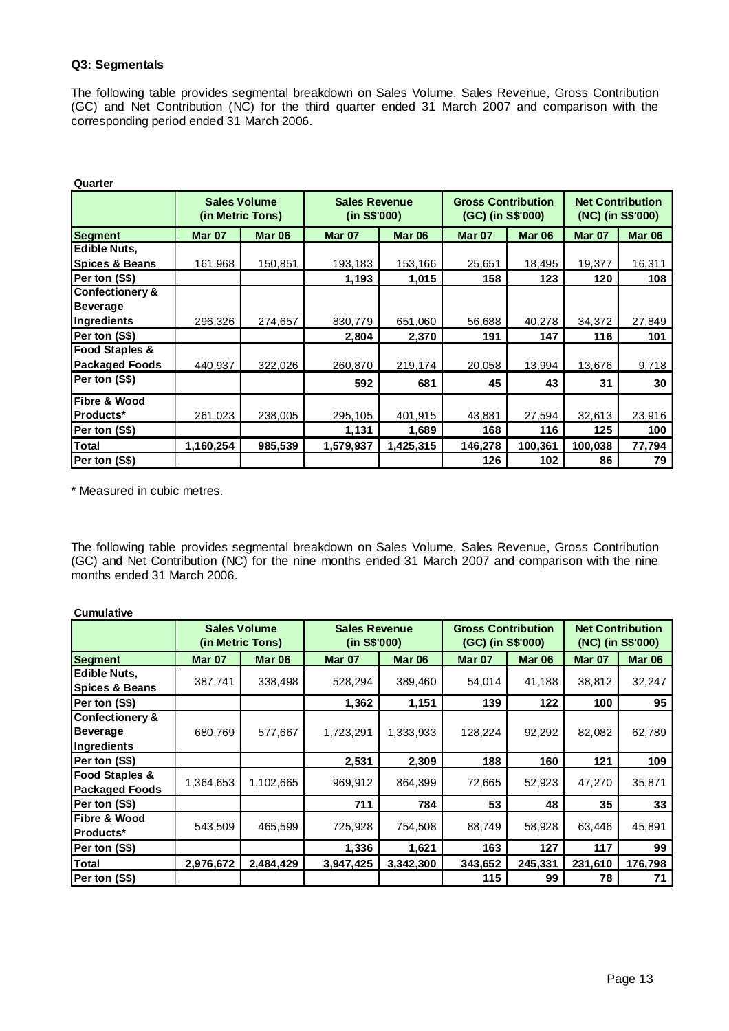**Q3: Segmentals**

The following table provides segmental breakdown on Sales Volume, Sales Revenue, Gross Contribution (GC) and Net Contribution (NC) for the third quarter ended 31 March 2007 and comparison with the corresponding period ended 31 March 2006.

**Quarter**

| | Sales Volume (in Metric Tons) | | Sales Revenue (in S$'000) | | Gross Contribution (GC) (in S$'000) | | Net Contribution (NC) (in S$'000) | |
|---|---|---|---|---|---|---|---|---|
| **Segment** | **Mar 07** | **Mar 06** | **Mar 07** | **Mar 06** | **Mar 07** | **Mar 06** | **Mar 07** | **Mar 06** |
| **Edible Nuts, Spices & Beans** | 161,968 | 150,851 | 193,183 | 153,166 | 25,651 | 18,495 | 19,377 | 16,311 |
| **Per ton (S$)** | | | **1,193** | **1,015** | **158** | **123** | **120** | **108** |
| **Confectionery & Beverage Ingredients** | 296,326 | 274,657 | 830,779 | 651,060 | 56,688 | 40,278 | 34,372 | 27,849 |
| **Per ton (S$)** | | | **2,804** | **2,370** | **191** | **147** | **116** | **101** |
| **Food Staples & Packaged Foods** | 440,937 | 322,026 | 260,870 | 219,174 | 20,058 | 13,994 | 13,676 | 9,718 |
| **Per ton (S$)** | | | **592** | **681** | **45** | **43** | **31** | **30** |
| **Fibre & Wood Products*** | 261,023 | 238,005 | 295,105 | 401,915 | 43,881 | 27,594 | 32,613 | 23,916 |
| **Per ton (S$)** | | | **1,131** | **1,689** | **168** | **116** | **125** | **100** |
| **Total** | **1,160,254** | **985,539** | **1,579,937** | **1,425,315** | **146,278** | **100,361** | **100,038** | **77,794** |
| **Per ton (S$)** | | | | | **126** | **102** | **86** | **79** |

\* Measured in cubic metres.

The following table provides segmental breakdown on Sales Volume, Sales Revenue, Gross Contribution (GC) and Net Contribution (NC) for the nine months ended 31 March 2007 and comparison with the nine months ended 31 March 2006.

**Cumulative**

| | Sales Volume (in Metric Tons) | | Sales Revenue (in S$'000) | | Gross Contribution (GC) (in S$'000) | | Net Contribution (NC) (in S$'000) | |
|---|---|---|---|---|---|---|---|---|
| **Segment** | **Mar 07** | **Mar 06** | **Mar 07** | **Mar 06** | **Mar 07** | **Mar 06** | **Mar 07** | **Mar 06** |
| **Edible Nuts, Spices & Beans** | 387,741 | 338,498 | 528,294 | 389,460 | 54,014 | 41,188 | 38,812 | 32,247 |
| **Per ton (S$)** | | | **1,362** | **1,151** | **139** | **122** | **100** | **95** |
| **Confectionery & Beverage Ingredients** | 680,769 | 577,667 | 1,723,291 | 1,333,933 | 128,224 | 92,292 | 82,082 | 62,789 |
| **Per ton (S$)** | | | **2,531** | **2,309** | **188** | **160** | **121** | **109** |
| **Food Staples & Packaged Foods** | 1,364,653 | 1,102,665 | 969,912 | 864,399 | 72,665 | 52,923 | 47,270 | 35,871 |
| **Per ton (S$)** | | | **711** | **784** | **53** | **48** | **35** | **33** |
| **Fibre & Wood Products*** | 543,509 | 465,599 | 725,928 | 754,508 | 88,749 | 58,928 | 63,446 | 45,891 |
| **Per ton (S$)** | | | **1,336** | **1,621** | **163** | **127** | **117** | **99** |
| **Total** | **2,976,672** | **2,484,429** | **3,947,425** | **3,342,300** | **343,652** | **245,331** | **231,610** | **176,798** |
| **Per ton (S$)** | | | | | **115** | **99** | **78** | **71** |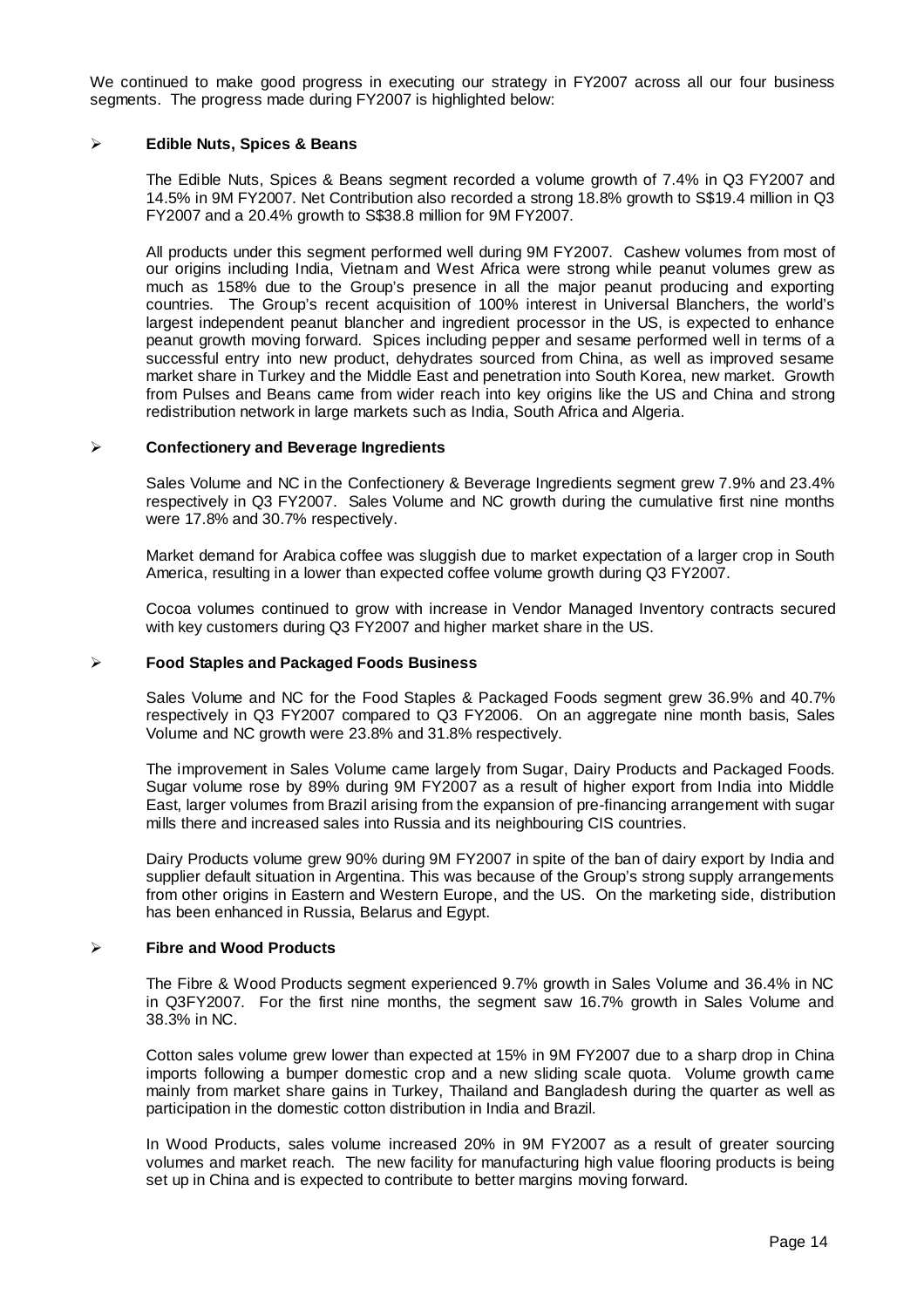We continued to make good progress in executing our strategy in FY2007 across all our four business segments. The progress made during FY2007 is highlighted below:

- **Edible Nuts, Spices & Beans**

  The Edible Nuts, Spices & Beans segment recorded a volume growth of 7.4% in Q3 FY2007 and 14.5% in 9M FY2007. Net Contribution also recorded a strong 18.8% growth to S$19.4 million in Q3 FY2007 and a 20.4% growth to S$38.8 million for 9M FY2007.

  All products under this segment performed well during 9M FY2007. Cashew volumes from most of our origins including India, Vietnam and West Africa were strong while peanut volumes grew as much as 158% due to the Group's presence in all the major peanut producing and exporting countries. The Group's recent acquisition of 100% interest in Universal Blanchers, the world's largest independent peanut blancher and ingredient processor in the US, is expected to enhance peanut growth moving forward. Spices including pepper and sesame performed well in terms of a successful entry into new product, dehydrates sourced from China, as well as improved sesame market share in Turkey and the Middle East and penetration into South Korea, new market. Growth from Pulses and Beans came from wider reach into key origins like the US and China and strong redistribution network in large markets such as India, South Africa and Algeria.

- **Confectionery and Beverage Ingredients**

  Sales Volume and NC in the Confectionery & Beverage Ingredients segment grew 7.9% and 23.4% respectively in Q3 FY2007. Sales Volume and NC growth during the cumulative first nine months were 17.8% and 30.7% respectively.

  Market demand for Arabica coffee was sluggish due to market expectation of a larger crop in South America, resulting in a lower than expected coffee volume growth during Q3 FY2007.

  Cocoa volumes continued to grow with increase in Vendor Managed Inventory contracts secured with key customers during Q3 FY2007 and higher market share in the US.

- **Food Staples and Packaged Foods Business**

  Sales Volume and NC for the Food Staples & Packaged Foods segment grew 36.9% and 40.7% respectively in Q3 FY2007 compared to Q3 FY2006. On an aggregate nine month basis, Sales Volume and NC growth were 23.8% and 31.8% respectively.

  The improvement in Sales Volume came largely from Sugar, Dairy Products and Packaged Foods. Sugar volume rose by 89% during 9M FY2007 as a result of higher export from India into Middle East, larger volumes from Brazil arising from the expansion of pre-financing arrangement with sugar mills there and increased sales into Russia and its neighbouring CIS countries.

  Dairy Products volume grew 90% during 9M FY2007 in spite of the ban of dairy export by India and supplier default situation in Argentina. This was because of the Group's strong supply arrangements from other origins in Eastern and Western Europe, and the US. On the marketing side, distribution has been enhanced in Russia, Belarus and Egypt.

- **Fibre and Wood Products**

  The Fibre & Wood Products segment experienced 9.7% growth in Sales Volume and 36.4% in NC in Q3FY2007. For the first nine months, the segment saw 16.7% growth in Sales Volume and 38.3% in NC.

  Cotton sales volume grew lower than expected at 15% in 9M FY2007 due to a sharp drop in China imports following a bumper domestic crop and a new sliding scale quota. Volume growth came mainly from market share gains in Turkey, Thailand and Bangladesh during the quarter as well as participation in the domestic cotton distribution in India and Brazil.

  In Wood Products, sales volume increased 20% in 9M FY2007 as a result of greater sourcing volumes and market reach. The new facility for manufacturing high value flooring products is being set up in China and is expected to contribute to better margins moving forward.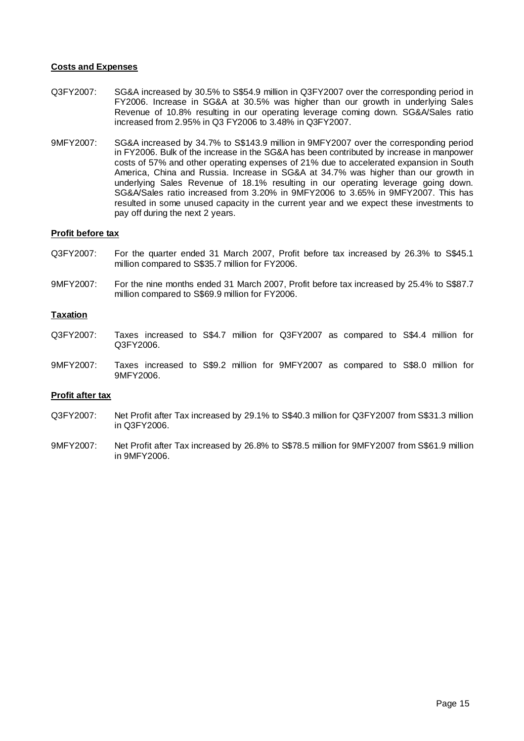**Costs and Expenses**

Q3FY2007: SG&A increased by 30.5% to S$54.9 million in Q3FY2007 over the corresponding period in FY2006. Increase in SG&A at 30.5% was higher than our growth in underlying Sales Revenue of 10.8% resulting in our operating leverage coming down. SG&A/Sales ratio increased from 2.95% in Q3 FY2006 to 3.48% in Q3FY2007.

9MFY2007: SG&A increased by 34.7% to S$143.9 million in 9MFY2007 over the corresponding period in FY2006. Bulk of the increase in the SG&A has been contributed by increase in manpower costs of 57% and other operating expenses of 21% due to accelerated expansion in South America, China and Russia. Increase in SG&A at 34.7% was higher than our growth in underlying Sales Revenue of 18.1% resulting in our operating leverage going down. SG&A/Sales ratio increased from 3.20% in 9MFY2006 to 3.65% in 9MFY2007. This has resulted in some unused capacity in the current year and we expect these investments to pay off during the next 2 years.

**Profit before tax**

Q3FY2007: For the quarter ended 31 March 2007, Profit before tax increased by 26.3% to S$45.1 million compared to S$35.7 million for FY2006.

9MFY2007: For the nine months ended 31 March 2007, Profit before tax increased by 25.4% to S$87.7 million compared to S$69.9 million for FY2006.

**Taxation**

Q3FY2007: Taxes increased to S$4.7 million for Q3FY2007 as compared to S$4.4 million for Q3FY2006.

9MFY2007: Taxes increased to S$9.2 million for 9MFY2007 as compared to S$8.0 million for 9MFY2006.

**Profit after tax**

Q3FY2007: Net Profit after Tax increased by 29.1% to S$40.3 million for Q3FY2007 from S$31.3 million in Q3FY2006.

9MFY2007: Net Profit after Tax increased by 26.8% to S$78.5 million for 9MFY2007 from S$61.9 million in 9MFY2006.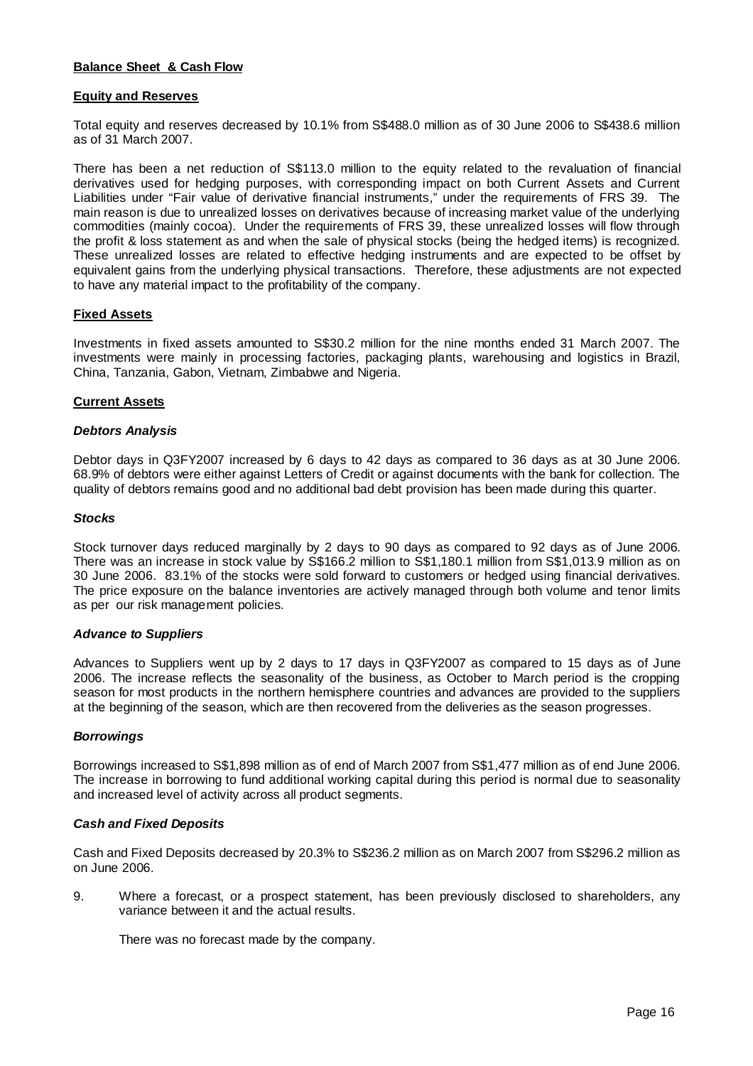**Balance Sheet & Cash Flow**

**Equity and Reserves**

Total equity and reserves decreased by 10.1% from S$488.0 million as of 30 June 2006 to S$438.6 million as of 31 March 2007.

There has been a net reduction of S$113.0 million to the equity related to the revaluation of financial derivatives used for hedging purposes, with corresponding impact on both Current Assets and Current Liabilities under "Fair value of derivative financial instruments," under the requirements of FRS 39. The main reason is due to unrealized losses on derivatives because of increasing market value of the underlying commodities (mainly cocoa). Under the requirements of FRS 39, these unrealized losses will flow through the profit & loss statement as and when the sale of physical stocks (being the hedged items) is recognized. These unrealized losses are related to effective hedging instruments and are expected to be offset by equivalent gains from the underlying physical transactions. Therefore, these adjustments are not expected to have any material impact to the profitability of the company.

**Fixed Assets**

Investments in fixed assets amounted to S$30.2 million for the nine months ended 31 March 2007. The investments were mainly in processing factories, packaging plants, warehousing and logistics in Brazil, China, Tanzania, Gabon, Vietnam, Zimbabwe and Nigeria.

**Current Assets**

***Debtors Analysis***

Debtor days in Q3FY2007 increased by 6 days to 42 days as compared to 36 days as at 30 June 2006. 68.9% of debtors were either against Letters of Credit or against documents with the bank for collection. The quality of debtors remains good and no additional bad debt provision has been made during this quarter.

***Stocks***

Stock turnover days reduced marginally by 2 days to 90 days as compared to 92 days as of June 2006. There was an increase in stock value by S$166.2 million to S$1,180.1 million from S$1,013.9 million as on 30 June 2006. 83.1% of the stocks were sold forward to customers or hedged using financial derivatives. The price exposure on the balance inventories are actively managed through both volume and tenor limits as per our risk management policies.

***Advance to Suppliers***

Advances to Suppliers went up by 2 days to 17 days in Q3FY2007 as compared to 15 days as of June 2006. The increase reflects the seasonality of the business, as October to March period is the cropping season for most products in the northern hemisphere countries and advances are provided to the suppliers at the beginning of the season, which are then recovered from the deliveries as the season progresses.

***Borrowings***

Borrowings increased to S$1,898 million as of end of March 2007 from S$1,477 million as of end June 2006. The increase in borrowing to fund additional working capital during this period is normal due to seasonality and increased level of activity across all product segments.

***Cash and Fixed Deposits***

Cash and Fixed Deposits decreased by 20.3% to S$236.2 million as on March 2007 from S$296.2 million as on June 2006.

9. Where a forecast, or a prospect statement, has been previously disclosed to shareholders, any variance between it and the actual results.

   There was no forecast made by the company.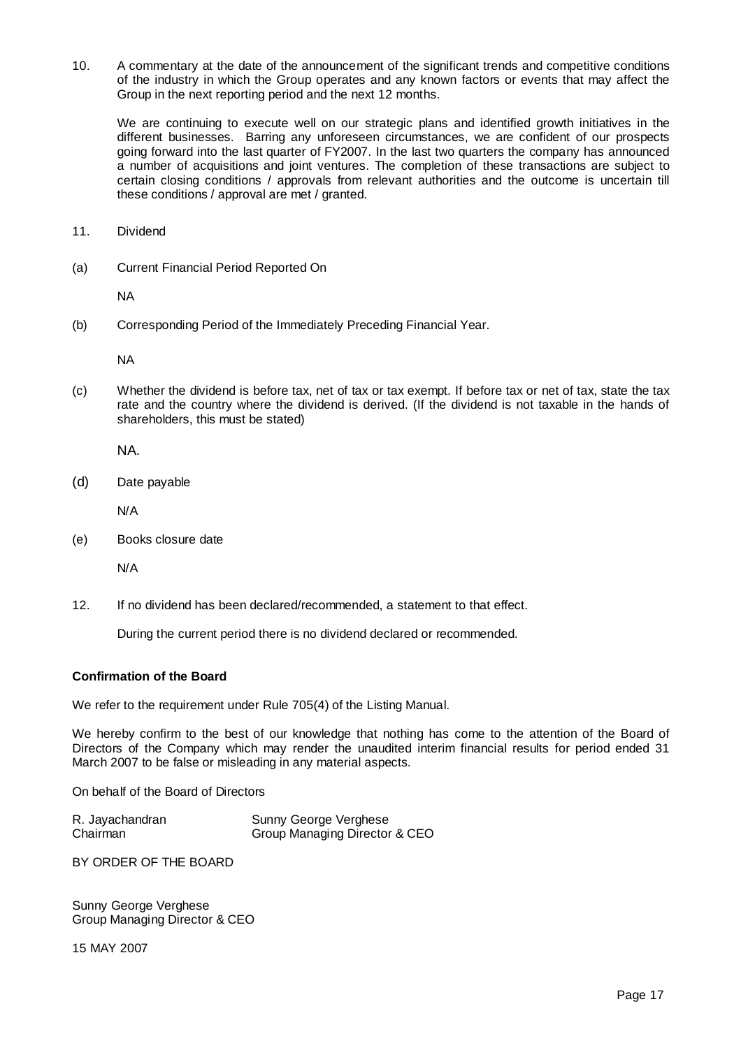10. A commentary at the date of the announcement of the significant trends and competitive conditions of the industry in which the Group operates and any known factors or events that may affect the Group in the next reporting period and the next 12 months.

    We are continuing to execute well on our strategic plans and identified growth initiatives in the different businesses. Barring any unforeseen circumstances, we are confident of our prospects going forward into the last quarter of FY2007. In the last two quarters the company has announced a number of acquisitions and joint ventures. The completion of these transactions are subject to certain closing conditions / approvals from relevant authorities and the outcome is uncertain till these conditions / approval are met / granted.

11. Dividend

(a) Current Financial Period Reported On

    NA

(b) Corresponding Period of the Immediately Preceding Financial Year.

    NA

(c) Whether the dividend is before tax, net of tax or tax exempt. If before tax or net of tax, state the tax rate and the country where the dividend is derived. (If the dividend is not taxable in the hands of shareholders, this must be stated)

    NA.

(d) Date payable

    N/A

(e) Books closure date

    N/A

12. If no dividend has been declared/recommended, a statement to that effect.

    During the current period there is no dividend declared or recommended.

**Confirmation of the Board**

We refer to the requirement under Rule 705(4) of the Listing Manual.

We hereby confirm to the best of our knowledge that nothing has come to the attention of the Board of Directors of the Company which may render the unaudited interim financial results for period ended 31 March 2007 to be false or misleading in any material aspects.

On behalf of the Board of Directors

| | |
|---|---|
| R. Jayachandran | Sunny George Verghese |
| Chairman | Group Managing Director & CEO |

BY ORDER OF THE BOARD

Sunny George Verghese
Group Managing Director & CEO

15 MAY 2007